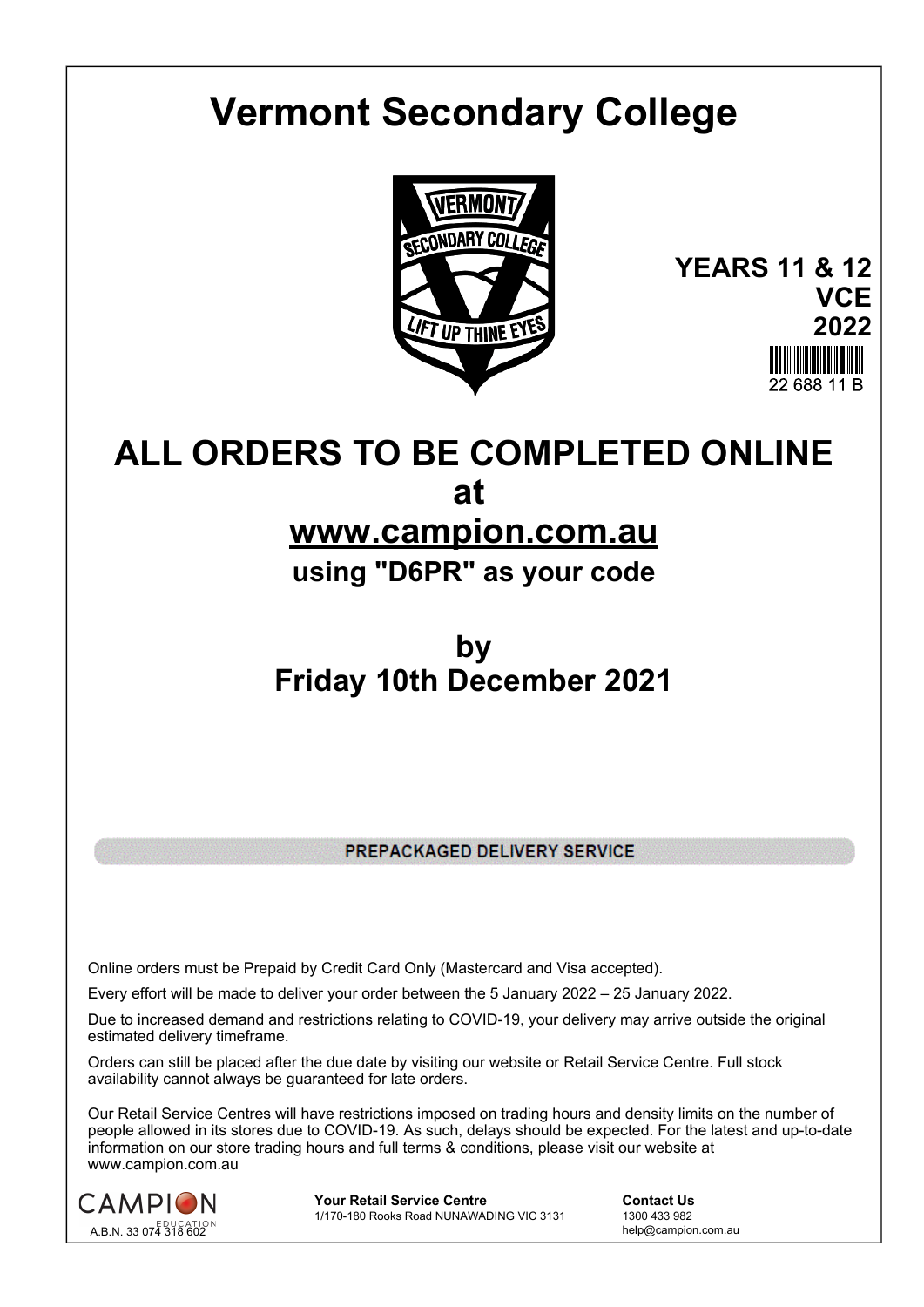# Vermont Secondary College

**YEARS 11 & 12**
**VCE**
**2022**

22 688 11 B

# ALL ORDERS TO BE COMPLETED ONLINE

## at

## www.campion.com.au

### using "D6PR" as your code

## by
## Friday 10th December 2021

**PREPACKAGED DELIVERY SERVICE**

Online orders must be Prepaid by Credit Card Only (Mastercard and Visa accepted).

Every effort will be made to deliver your order between the 5 January 2022 – 25 January 2022.

Due to increased demand and restrictions relating to COVID-19, your delivery may arrive outside the original estimated delivery timeframe.

Orders can still be placed after the due date by visiting our website or Retail Service Centre. Full stock availability cannot always be guaranteed for late orders.

Our Retail Service Centres will have restrictions imposed on trading hours and density limits on the number of people allowed in its stores due to COVID-19. As such, delays should be expected. For the latest and up-to-date information on our store trading hours and full terms & conditions, please visit our website at www.campion.com.au

CAMPION EDUCATION
A.B.N. 33 074 318 602

**Your Retail Service Centre**
1/170-180 Rooks Road NUNAWADING VIC 3131

**Contact Us**
1300 433 982
help@campion.com.au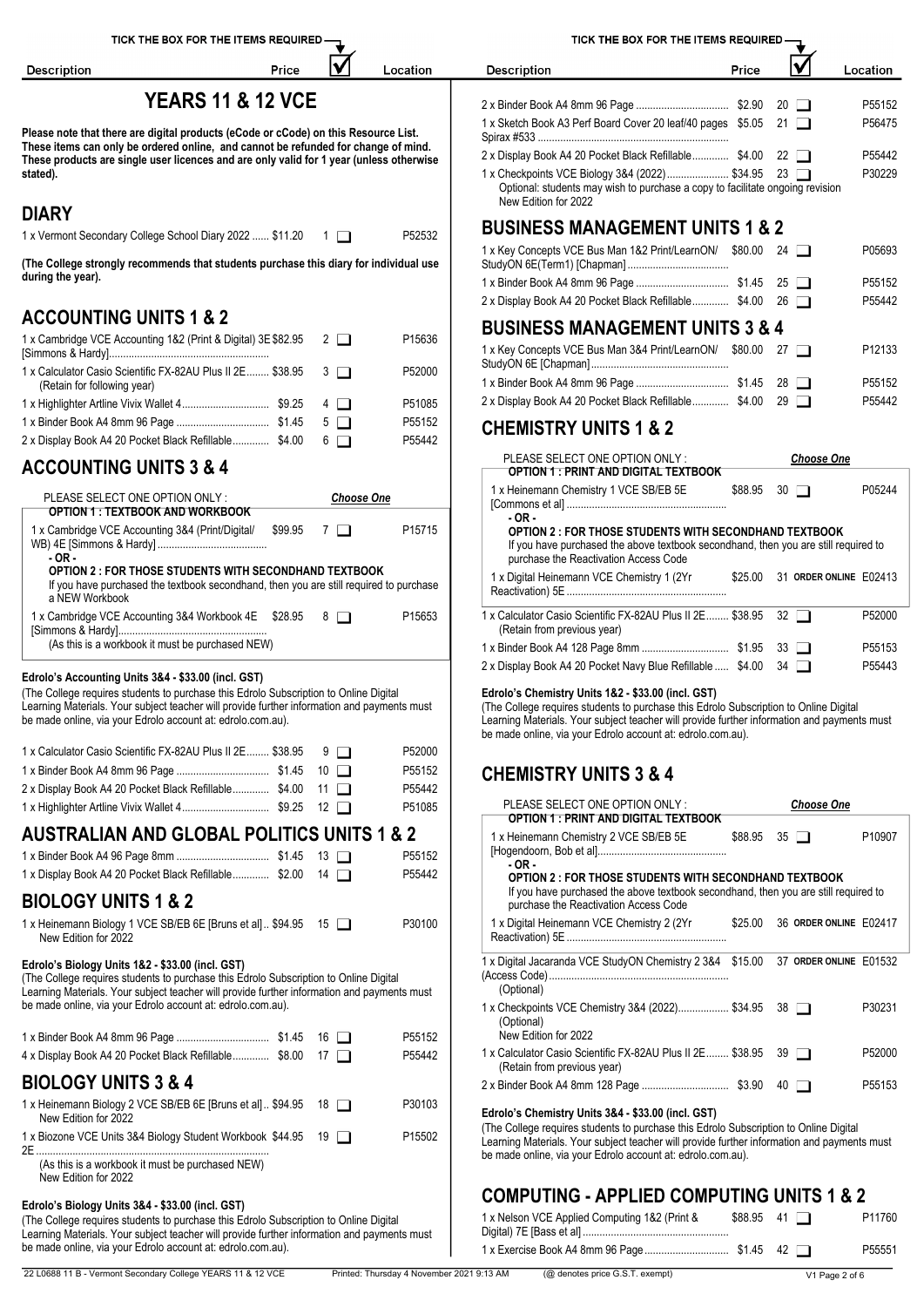# YEARS 11 & 12 VCE

**Please note that there are digital products (eCode or cCode) on this Resource List. These items can only be ordered online, and cannot be refunded for change of mind. These products are single user licences and are only valid for 1 year (unless otherwise stated).**

## DIARY

| Description | Price | ☑ | Location |
|---|---|---|---|
| 1 x Vermont Secondary College School Diary 2022 | $11.20 | 1 ☐ | P52532 |

**(The College strongly recommends that students purchase this diary for individual use during the year).**

## ACCOUNTING UNITS 1 & 2

| Description | Price | ☑ | Location |
|---|---|---|---|
| 1 x Cambridge VCE Accounting 1&2 (Print & Digital) 3E [Simmons & Hardy] | $82.95 | 2 ☐ | P15636 |
| 1 x Calculator Casio Scientific FX-82AU Plus II 2E (Retain for following year) | $38.95 | 3 ☐ | P52000 |
| 1 x Highlighter Artline Vivix Wallet 4 | $9.25 | 4 ☐ | P51085 |
| 1 x Binder Book A4 8mm 96 Page | $1.45 | 5 ☐ | P55152 |
| 2 x Display Book A4 20 Pocket Black Refillable | $4.00 | 6 ☐ | P55442 |

## ACCOUNTING UNITS 3 & 4

PLEASE SELECT ONE OPTION ONLY : *Choose One*

**OPTION 1 : TEXTBOOK AND WORKBOOK**

| Description | Price | ☑ | Location |
|---|---|---|---|
| 1 x Cambridge VCE Accounting 3&4 (Print/Digital/ WB) 4E [Simmons & Hardy] | $99.95 | 7 ☐ | P15715 |

**- OR -**

**OPTION 2 : FOR THOSE STUDENTS WITH SECONDHAND TEXTBOOK**
If you have purchased the textbook secondhand, then you are still required to purchase a NEW Workbook

| Description | Price | ☑ | Location |
|---|---|---|---|
| 1 x Cambridge VCE Accounting 3&4 Workbook 4E [Simmons & Hardy] (As this is a workbook it must be purchased NEW) | $28.95 | 8 ☐ | P15653 |

**Edrolo's Accounting Units 3&4 - $33.00 (incl. GST)**
(The College requires students to purchase this Edrolo Subscription to Online Digital Learning Materials. Your subject teacher will provide further information and payments must be made online, via your Edrolo account at: edrolo.com.au).

| Description | Price | ☑ | Location |
|---|---|---|---|
| 1 x Calculator Casio Scientific FX-82AU Plus II 2E | $38.95 | 9 ☐ | P52000 |
| 1 x Binder Book A4 8mm 96 Page | $1.45 | 10 ☐ | P55152 |
| 2 x Display Book A4 20 Pocket Black Refillable | $4.00 | 11 ☐ | P55442 |
| 1 x Highlighter Artline Vivix Wallet 4 | $9.25 | 12 ☐ | P51085 |

## AUSTRALIAN AND GLOBAL POLITICS UNITS 1 & 2

| Description | Price | ☑ | Location |
|---|---|---|---|
| 1 x Binder Book A4 96 Page 8mm | $1.45 | 13 ☐ | P55152 |
| 1 x Display Book A4 20 Pocket Black Refillable | $2.00 | 14 ☐ | P55442 |

## BIOLOGY UNITS 1 & 2

| Description | Price | ☑ | Location |
|---|---|---|---|
| 1 x Heinemann Biology 1 VCE SB/EB 6E [Bruns et al] New Edition for 2022 | $94.95 | 15 ☐ | P30100 |

**Edrolo's Biology Units 1&2 - $33.00 (incl. GST)**
(The College requires students to purchase this Edrolo Subscription to Online Digital Learning Materials. Your subject teacher will provide further information and payments must be made online, via your Edrolo account at: edrolo.com.au).

| Description | Price | ☑ | Location |
|---|---|---|---|
| 1 x Binder Book A4 8mm 96 Page | $1.45 | 16 ☐ | P55152 |
| 4 x Display Book A4 20 Pocket Black Refillable | $8.00 | 17 ☐ | P55442 |

## BIOLOGY UNITS 3 & 4

| Description | Price | ☑ | Location |
|---|---|---|---|
| 1 x Heinemann Biology 2 VCE SB/EB 6E [Bruns et al] New Edition for 2022 | $94.95 | 18 ☐ | P30103 |
| 1 x Biozone VCE Units 3&4 Biology Student Workbook 2E (As this is a workbook it must be purchased NEW) New Edition for 2022 | $44.95 | 19 ☐ | P15502 |

**Edrolo's Biology Units 3&4 - $33.00 (incl. GST)**
(The College requires students to purchase this Edrolo Subscription to Online Digital Learning Materials. Your subject teacher will provide further information and payments must be made online, via your Edrolo account at: edrolo.com.au).

| Description | Price | ☑ | Location |
|---|---|---|---|
| 2 x Binder Book A4 8mm 96 Page | $2.90 | 20 ☐ | P55152 |
| 1 x Sketch Book A3 Perf Board Cover 20 leaf/40 pages Spirax #533 | $5.05 | 21 ☐ | P56475 |
| 2 x Display Book A4 20 Pocket Black Refillable | $4.00 | 22 ☐ | P55442 |
| 1 x Checkpoints VCE Biology 3&4 (2022) Optional: students may wish to purchase a copy to facilitate ongoing revision. New Edition for 2022 | $34.95 | 23 ☐ | P30229 |

## BUSINESS MANAGEMENT UNITS 1 & 2

| Description | Price | ☑ | Location |
|---|---|---|---|
| 1 x Key Concepts VCE Bus Man 1&2 Print/LearnON/ StudyON 6E(Term1) [Chapman] | $80.00 | 24 ☐ | P05693 |
| 1 x Binder Book A4 8mm 96 Page | $1.45 | 25 ☐ | P55152 |
| 2 x Display Book A4 20 Pocket Black Refillable | $4.00 | 26 ☐ | P55442 |

## BUSINESS MANAGEMENT UNITS 3 & 4

| Description | Price | ☑ | Location |
|---|---|---|---|
| 1 x Key Concepts VCE Bus Man 3&4 Print/LearnON/ StudyON 6E [Chapman] | $80.00 | 27 ☐ | P12133 |
| 1 x Binder Book A4 8mm 96 Page | $1.45 | 28 ☐ | P55152 |
| 2 x Display Book A4 20 Pocket Black Refillable | $4.00 | 29 ☐ | P55442 |

## CHEMISTRY UNITS 1 & 2

PLEASE SELECT ONE OPTION ONLY : *Choose One*

**OPTION 1 : PRINT AND DIGITAL TEXTBOOK**

| Description | Price | ☑ | Location |
|---|---|---|---|
| 1 x Heinemann Chemistry 1 VCE SB/EB 5E [Commons et al] | $88.95 | 30 ☐ | P05244 |

**- OR -**

**OPTION 2 : FOR THOSE STUDENTS WITH SECONDHAND TEXTBOOK**
If you have purchased the above textbook secondhand, then you are still required to purchase the Reactivation Access Code

| Description | Price | ☑ | Location |
|---|---|---|---|
| 1 x Digital Heinemann VCE Chemistry 1 (2Yr Reactivation) 5E | $25.00 | 31 ORDER ONLINE | E02413 |
| 1 x Calculator Casio Scientific FX-82AU Plus II 2E (Retain from previous year) | $38.95 | 32 ☐ | P52000 |
| 1 x Binder Book A4 128 Page 8mm | $1.95 | 33 ☐ | P55153 |
| 2 x Display Book A4 20 Pocket Navy Blue Refillable | $4.00 | 34 ☐ | P55443 |

**Edrolo's Chemistry Units 1&2 - $33.00 (incl. GST)**
(The College requires students to purchase this Edrolo Subscription to Online Digital Learning Materials. Your subject teacher will provide further information and payments must be made online, via your Edrolo account at: edrolo.com.au).

## CHEMISTRY UNITS 3 & 4

PLEASE SELECT ONE OPTION ONLY : *Choose One*

**OPTION 1 : PRINT AND DIGITAL TEXTBOOK**

| Description | Price | ☑ | Location |
|---|---|---|---|
| 1 x Heinemann Chemistry 2 VCE SB/EB 5E [Hogendoorn, Bob et al] | $88.95 | 35 ☐ | P10907 |

**- OR -**

**OPTION 2 : FOR THOSE STUDENTS WITH SECONDHAND TEXTBOOK**
If you have purchased the above textbook secondhand, then you are still required to purchase the Reactivation Access Code

| Description | Price | ☑ | Location |
|---|---|---|---|
| 1 x Digital Heinemann VCE Chemistry 2 (2Yr Reactivation) 5E | $25.00 | 36 ORDER ONLINE | E02417 |
| 1 x Digital Jacaranda VCE StudyON Chemistry 2 3&4 (Access Code) (Optional) | $15.00 | 37 ORDER ONLINE | E01532 |
| 1 x Checkpoints VCE Chemistry 3&4 (2022) (Optional) New Edition for 2022 | $34.95 | 38 ☐ | P30231 |
| 1 x Calculator Casio Scientific FX-82AU Plus II 2E (Retain from previous year) | $38.95 | 39 ☐ | P52000 |
| 2 x Binder Book A4 8mm 128 Page | $3.90 | 40 ☐ | P55153 |

**Edrolo's Chemistry Units 3&4 - $33.00 (incl. GST)**
(The College requires students to purchase this Edrolo Subscription to Online Digital Learning Materials. Your subject teacher will provide further information and payments must be made online, via your Edrolo account at: edrolo.com.au).

## COMPUTING - APPLIED COMPUTING UNITS 1 & 2

| Description | Price | ☑ | Location |
|---|---|---|---|
| 1 x Nelson VCE Applied Computing 1&2 (Print & Digital) 7E [Bass et al] | $88.95 | 41 ☐ | P11760 |
| 1 x Exercise Book A4 8mm 96 Page | $1.45 | 42 ☐ | P55551 |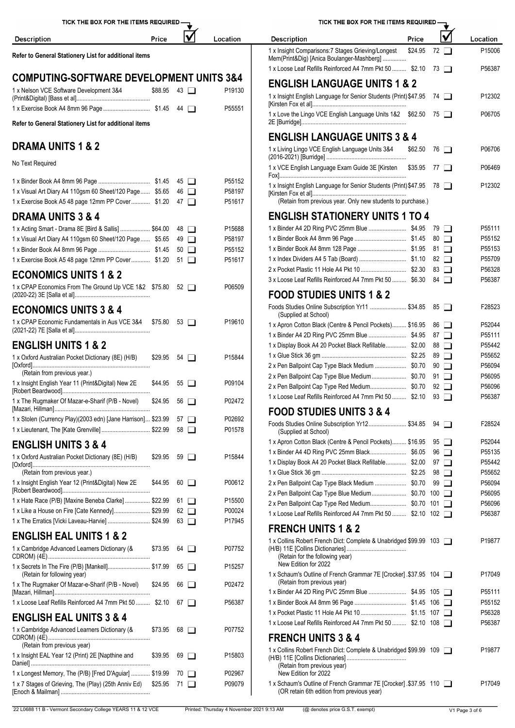| Description | Price | ☑ | Location |
|---|---|---|---|

Refer to General Stationery List for additional items

## COMPUTING-SOFTWARE DEVELOPMENT UNITS 3&4

| Description | Price | ☑ | Location |
|---|---|---|---|
| 1 x Nelson VCE Software Development 3&4 (Print&Digital) [Bass et al] | $88.95 | 43 ☐ | P19130 |
| 1 x Exercise Book A4 8mm 96 Page | $1.45 | 44 ☐ | P55551 |

Refer to General Stationery List for additional items

## DRAMA UNITS 1 & 2

No Text Required

| Description | Price | ☑ | Location |
|---|---|---|---|
| 1 x Binder Book A4 8mm 96 Page | $1.45 | 45 ☐ | P55152 |
| 1 x Visual Art Diary A4 110gsm 60 Sheet/120 Page | $5.65 | 46 ☐ | P58197 |
| 1 x Exercise Book A5 48 page 12mm PP Cover | $1.20 | 47 ☐ | P51617 |

## DRAMA UNITS 3 & 4

| Description | Price | ☑ | Location |
|---|---|---|---|
| 1 x Acting Smart - Drama 8E [Bird & Sallis] | $64.00 | 48 ☐ | P15688 |
| 1 x Visual Art Diary A4 110gsm 60 Sheet/120 Page | $5.65 | 49 ☐ | P58197 |
| 1 x Binder Book A4 8mm 96 Page | $1.45 | 50 ☐ | P55152 |
| 1 x Exercise Book A5 48 page 12mm PP Cover | $1.20 | 51 ☐ | P51617 |

## ECONOMICS UNITS 1 & 2

| Description | Price | ☑ | Location |
|---|---|---|---|
| 1 x CPAP Economics From The Ground Up VCE 1&2 (2020-22) 3E [Salla et al] | $75.80 | 52 ☐ | P06509 |

## ECONOMICS UNITS 3 & 4

| Description | Price | ☑ | Location |
|---|---|---|---|
| 1 x CPAP Economic Fundamentals in Aus VCE 3&4 (2021-22) 7E [Salla et al] | $75.80 | 53 ☐ | P19610 |

## ENGLISH UNITS 1 & 2

| Description | Price | ☑ | Location |
|---|---|---|---|
| 1 x Oxford Australian Pocket Dictionary (8E) (H/B) [Oxford] (Retain from previous year.) | $29.95 | 54 ☐ | P15844 |
| 1 x Insight English Year 11 (Print&Digital) New 2E [Robert Beardwood] | $44.95 | 55 ☐ | P09104 |
| 1 x The Rugmaker Of Mazar-e-Sharif (P/B - Novel) [Mazari, Hillman] | $24.95 | 56 ☐ | P02472 |
| 1 x Stolen (Currency Play)(2003 edn) [Jane Harrison] | $23.99 | 57 ☐ | P02692 |
| 1 x Lieutenant, The [Kate Grenville] | $22.99 | 58 ☐ | P01578 |

## ENGLISH UNITS 3 & 4

| Description | Price | ☑ | Location |
|---|---|---|---|
| 1 x Oxford Australian Pocket Dictionary (8E) (H/B) [Oxford] (Retain from previous year.) | $29.95 | 59 ☐ | P15844 |
| 1 x Insight English Year 12 (Print&Digital) New 2E [Robert Beardwood] | $44.95 | 60 ☐ | P00612 |
| 1 x Hate Race (P/B) [Maxine Beneba Clarke] | $22.99 | 61 ☐ | P15500 |
| 1 x Like a House on Fire [Cate Kennedy] | $29.99 | 62 ☐ | P00024 |
| 1 x The Erratics [Vicki Laveau-Harvie] | $24.99 | 63 ☐ | P17945 |

## ENGLISH EAL UNITS 1 & 2

| Description | Price | ☑ | Location |
|---|---|---|---|
| 1 x Cambridge Advanced Learners Dictionary (& CDROM) (4E) | $73.95 | 64 ☐ | P07752 |
| 1 x Secrets In The Fire (P/B) [Mankell] (Retain for following year) | $17.99 | 65 ☐ | P15257 |
| 1 x The Rugmaker Of Mazar-e-Sharif (P/B - Novel) [Mazari, Hillman] | $24.95 | 66 ☐ | P02472 |
| 1 x Loose Leaf Refills Reinforced A4 7mm Pkt 50 | $2.10 | 67 ☐ | P56387 |

## ENGLISH EAL UNITS 3 & 4

| Description | Price | ☑ | Location |
|---|---|---|---|
| 1 x Cambridge Advanced Learners Dictionary (& CDROM) (4E) (Retain from previous year) | $73.95 | 68 ☐ | P07752 |
| 1 x Insight EAL Year 12 (Print) 2E [Napthine and Daniel] | $39.95 | 69 ☐ | P15803 |
| 1 x Longest Memory, The (P/B) [Fred D'Aguiar] | $19.99 | 70 ☐ | P02967 |
| 1 x 7 Stages of Grieving, The (Play) (25th Anniv Ed) [Enoch & Mailman] | $25.95 | 71 ☐ | P09079 |
| 1 x Insight Comparisons:7 Stages Grieving/Longest Mem(Print&Dig) [Anica Boulanger-Mashberg] | $24.95 | 72 ☐ | P15006 |
| 1 x Loose Leaf Refills Reinforced A4 7mm Pkt 50 | $2.10 | 73 ☐ | P56387 |

## ENGLISH LANGUAGE UNITS 1 & 2

| Description | Price | ☑ | Location |
|---|---|---|---|
| 1 x Insight English Language for Senior Students (Print) [Kirsten Fox et al] | $47.95 | 74 ☐ | P12302 |
| 1 x Love the Lingo VCE English Language Units 1&2 2E [Burridge] | $62.50 | 75 ☐ | P06705 |

## ENGLISH LANGUAGE UNITS 3 & 4

| Description | Price | ☑ | Location |
|---|---|---|---|
| 1 x Living Lingo VCE English Language Units 3&4 (2016-2021) [Burridge] | $62.50 | 76 ☐ | P06706 |
| 1 x VCE English Language Exam Guide 3E [Kirsten Fox] | $35.95 | 77 ☐ | P06469 |
| 1 x Insight English Language for Senior Students (Print) [Kirsten Fox et al] (Retain from previous year. Only new students to purchase.) | $47.95 | 78 ☐ | P12302 |

## ENGLISH STATIONERY UNITS 1 TO 4

| Description | Price | ☑ | Location |
|---|---|---|---|
| 1 x Binder A4 2D Ring PVC 25mm Blue | $4.95 | 79 ☐ | P55111 |
| 1 x Binder Book A4 8mm 96 Page | $1.45 | 80 ☐ | P55152 |
| 1 x Binder Book A4 8mm 128 Page | $1.95 | 81 ☐ | P55153 |
| 1 x Index Dividers A4 5 Tab (Board) | $1.10 | 82 ☐ | P55709 |
| 2 x Pocket Plastic 11 Hole A4 Pkt 10 | $2.30 | 83 ☐ | P56328 |
| 3 x Loose Leaf Refills Reinforced A4 7mm Pkt 50 | $6.30 | 84 ☐ | P56387 |

## FOOD STUDIES UNITS 1 & 2

| Description | Price | ☑ | Location |
|---|---|---|---|
| Foods Studies Online Subscription Yr11 (Supplied at School) | $34.85 | 85 ☐ | F28523 |
| 1 x Apron Cotton Black (Centre & Pencil Pockets) | $16.95 | 86 ☐ | P52044 |
| 1 x Binder A4 2D Ring PVC 25mm Blue | $4.95 | 87 ☐ | P55111 |
| 1 x Display Book A4 20 Pocket Black Refillable | $2.00 | 88 ☐ | P55442 |
| 1 x Glue Stick 36 gm | $2.25 | 89 ☐ | P55652 |
| 2 x Pen Ballpoint Cap Type Black Medium | $0.70 | 90 ☐ | P56094 |
| 2 x Pen Ballpoint Cap Type Blue Medium | $0.70 | 91 ☐ | P56095 |
| 2 x Pen Ballpoint Cap Type Red Medium | $0.70 | 92 ☐ | P56096 |
| 1 x Loose Leaf Refills Reinforced A4 7mm Pkt 50 | $2.10 | 93 ☐ | P56387 |

## FOOD STUDIES UNITS 3 & 4

| Description | Price | ☑ | Location |
|---|---|---|---|
| Foods Studies Online Subscription Yr12 (Supplied at School) | $34.85 | 94 ☐ | F28524 |
| 1 x Apron Cotton Black (Centre & Pencil Pockets) | $16.95 | 95 ☐ | P52044 |
| 1 x Binder A4 4D Ring PVC 25mm Black | $6.05 | 96 ☐ | P55135 |
| 1 x Display Book A4 20 Pocket Black Refillable | $2.00 | 97 ☐ | P55442 |
| 1 x Glue Stick 36 gm | $2.25 | 98 ☐ | P55652 |
| 2 x Pen Ballpoint Cap Type Black Medium | $0.70 | 99 ☐ | P56094 |
| 2 x Pen Ballpoint Cap Type Blue Medium | $0.70 | 100 ☐ | P56095 |
| 2 x Pen Ballpoint Cap Type Red Medium | $0.70 | 101 ☐ | P56096 |
| 1 x Loose Leaf Refills Reinforced A4 7mm Pkt 50 | $2.10 | 102 ☐ | P56387 |

## FRENCH UNITS 1 & 2

| Description | Price | ☑ | Location |
|---|---|---|---|
| 1 x Collins Robert French Dict: Complete & Unabridged (H/B) 11E [Collins Dictionaries] (Retain for the following year) New Edition for 2022 | $99.99 | 103 ☐ | P19877 |
| 1 x Schaum's Outline of French Grammar 7E [Crocker] (Retain from previous year) | $37.95 | 104 ☐ | P17049 |
| 1 x Binder A4 2D Ring PVC 25mm Blue | $4.95 | 105 ☐ | P55111 |
| 1 x Binder Book A4 8mm 96 Page | $1.45 | 106 ☐ | P55152 |
| 1 x Pocket Plastic 11 Hole A4 Pkt 10 | $1.15 | 107 ☐ | P56328 |
| 1 x Loose Leaf Refills Reinforced A4 7mm Pkt 50 | $2.10 | 108 ☐ | P56387 |

## FRENCH UNITS 3 & 4

| Description | Price | ☑ | Location |
|---|---|---|---|
| 1 x Collins Robert French Dict: Complete & Unabridged (H/B) 11E [Collins Dictionaries] (Retain from previous year) New Edition for 2022 | $99.99 | 109 ☐ | P19877 |
| 1 x Schaum's Outline of French Grammar 7E [Crocker] (OR retain 6th edition from previous year) | $37.95 | 110 ☐ | P17049 |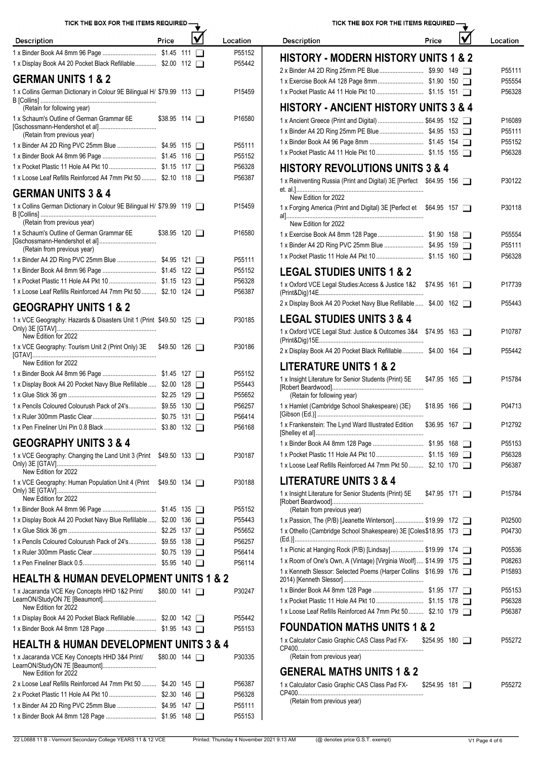| Description | Price | | Location |
|---|---|---|---|
| 1 x Binder Book A4 8mm 96 Page | $1.45 | 111 ❑ | P55152 |
| 1 x Display Book A4 20 Pocket Black Refillable | $2.00 | 112 ❑ | P55442 |

## GERMAN UNITS 1 & 2

| Description | Price | | Location |
|---|---|---|---|
| 1 x Collins German Dictionary in Colour 9E Bilingual H/ B [Collins] (Retain for following year) | $79.99 | 113 ❑ | P15459 |
| 1 x Schaum's Outline of German Grammar 6E [Gschossmann-Hendershot et al] (Retain from previous year) | $38.95 | 114 ❑ | P16580 |
| 1 x Binder A4 2D Ring PVC 25mm Blue | $4.95 | 115 ❑ | P55111 |
| 1 x Binder Book A4 8mm 96 Page | $1.45 | 116 ❑ | P55152 |
| 1 x Pocket Plastic 11 Hole A4 Pkt 10 | $1.15 | 117 ❑ | P56328 |
| 1 x Loose Leaf Refills Reinforced A4 7mm Pkt 50 | $2.10 | 118 ❑ | P56387 |

## GERMAN UNITS 3 & 4

| Description | Price | | Location |
|---|---|---|---|
| 1 x Collins German Dictionary in Colour 9E Bilingual H/ B [Collins] (Retain from previous year) | $79.99 | 119 ❑ | P15459 |
| 1 x Schaum's Outline of German Grammar 6E [Gschossmann-Hendershot et al] (Retain from previous year) | $38.95 | 120 ❑ | P16580 |
| 1 x Binder A4 2D Ring PVC 25mm Blue | $4.95 | 121 ❑ | P55111 |
| 1 x Binder Book A4 8mm 96 Page | $1.45 | 122 ❑ | P55152 |
| 1 x Pocket Plastic 11 Hole A4 Pkt 10 | $1.15 | 123 ❑ | P56328 |
| 1 x Loose Leaf Refills Reinforced A4 7mm Pkt 50 | $2.10 | 124 ❑ | P56387 |

## GEOGRAPHY UNITS 1 & 2

| Description | Price | | Location |
|---|---|---|---|
| 1 x VCE Geography: Hazards & Disasters Unit 1 (Print Only) 3E [GTAV] New Edition for 2022 | $49.50 | 125 ❑ | P30185 |
| 1 x VCE Geography: Tourism Unit 2 (Print Only) 3E [GTAV] New Edition for 2022 | $49.50 | 126 ❑ | P30186 |
| 1 x Binder Book A4 8mm 96 Page | $1.45 | 127 ❑ | P55152 |
| 1 x Display Book A4 20 Pocket Navy Blue Refillable | $2.00 | 128 ❑ | P55443 |
| 1 x Glue Stick 36 gm | $2.25 | 129 ❑ | P55652 |
| 1 x Pencils Coloured Colourush Pack of 24's | $9.55 | 130 ❑ | P56257 |
| 1 x Ruler 300mm Plastic Clear | $0.75 | 131 ❑ | P56414 |
| 1 x Pen Fineliner Uni Pin 0.8 Black | $3.80 | 132 ❑ | P56168 |

## GEOGRAPHY UNITS 3 & 4

| Description | Price | | Location |
|---|---|---|---|
| 1 x VCE Geography: Changing the Land Unit 3 (Print Only) 3E [GTAV] New Edition for 2022 | $49.50 | 133 ❑ | P30187 |
| 1 x VCE Geography: Human Population Unit 4 (Print Only) 3E [GTAV] New Edition for 2022 | $49.50 | 134 ❑ | P30188 |
| 1 x Binder Book A4 8mm 96 Page | $1.45 | 135 ❑ | P55152 |
| 1 x Display Book A4 20 Pocket Navy Blue Refillable | $2.00 | 136 ❑ | P55443 |
| 1 x Glue Stick 36 gm | $2.25 | 137 ❑ | P55652 |
| 1 x Pencils Coloured Colourush Pack of 24's | $9.55 | 138 ❑ | P56257 |
| 1 x Ruler 300mm Plastic Clear | $0.75 | 139 ❑ | P56414 |
| 1 x Pen Fineliner Black 0.5 | $5.95 | 140 ❑ | P56114 |

## HEALTH & HUMAN DEVELOPMENT UNITS 1 & 2

| Description | Price | | Location |
|---|---|---|---|
| 1 x Jacaranda VCE Key Concepts HHD 1&2 Print/ LearnON/StudyON 7E [Beaumont] New Edition for 2022 | $80.00 | 141 ❑ | P30247 |
| 1 x Display Book A4 20 Pocket Black Refillable | $2.00 | 142 ❑ | P55442 |
| 1 x Binder Book A4 8mm 128 Page | $1.95 | 143 ❑ | P55153 |

## HEALTH & HUMAN DEVELOPMENT UNITS 3 & 4

| Description | Price | | Location |
|---|---|---|---|
| 1 x Jacaranda VCE Key Concepts HHD 3&4 Print/ LearnON/StudyON 7E [Beaumont] New Edition for 2022 | $80.00 | 144 ❑ | P30335 |
| 2 x Loose Leaf Refills Reinforced A4 7mm Pkt 50 | $4.20 | 145 ❑ | P56387 |
| 2 x Pocket Plastic 11 Hole A4 Pkt 10 | $2.30 | 146 ❑ | P56328 |
| 1 x Binder A4 2D Ring PVC 25mm Blue | $4.95 | 147 ❑ | P55111 |
| 1 x Binder Book A4 8mm 128 Page | $1.95 | 148 ❑ | P55153 |

## HISTORY - MODERN HISTORY UNITS 1 & 2

| Description | Price | | Location |
|---|---|---|---|
| 2 x Binder A4 2D Ring 25mm PE Blue | $9.90 | 149 ❑ | P55111 |
| 1 x Exercise Book A4 128 Page 8mm | $1.90 | 150 ❑ | P55554 |
| 1 x Pocket Plastic A4 11 Hole Pkt 10 | $1.15 | 151 ❑ | P56328 |

## HISTORY - ANCIENT HISTORY UNITS 3 & 4

| Description | Price | | Location |
|---|---|---|---|
| 1 x Ancient Greece (Print and Digital) | $64.95 | 152 ❑ | P16089 |
| 1 x Binder A4 2D Ring 25mm PE Blue | $4.95 | 153 ❑ | P55111 |
| 1 x Binder Book A4 96 Page 8mm | $1.45 | 154 ❑ | P55152 |
| 1 x Pocket Plastic A4 11 Hole Pkt 10 | $1.15 | 155 ❑ | P56328 |

## HISTORY REVOLUTIONS UNITS 3 & 4

| Description | Price | | Location |
|---|---|---|---|
| 1 x Reinventing Russia (Print and Digital) 3E [Perfect et. al.] New Edition for 2022 | $64.95 | 156 ❑ | P30122 |
| 1 x Forging America (Print and Digital) 3E [Perfect et al] New Edition for 2022 | $64.95 | 157 ❑ | P30118 |
| 1 x Exercise Book A4 8mm 128 Page | $1.90 | 158 ❑ | P55554 |
| 1 x Binder A4 2D Ring PVC 25mm Blue | $4.95 | 159 ❑ | P55111 |
| 1 x Pocket Plastic 11 Hole A4 Pkt 10 | $1.15 | 160 ❑ | P56328 |

## LEGAL STUDIES UNITS 1 & 2

| Description | Price | | Location |
|---|---|---|---|
| 1 x Oxford VCE Legal Studies:Access & Justice 1&2 (Print&Dig)14E | $74.95 | 161 ❑ | P17739 |
| 2 x Display Book A4 20 Pocket Navy Blue Refillable | $4.00 | 162 ❑ | P55443 |

## LEGAL STUDIES UNITS 3 & 4

| Description | Price | | Location |
|---|---|---|---|
| 1 x Oxford VCE Legal Stud: Justice & Outcomes 3&4 (Print&Dig)15E | $74.95 | 163 ❑ | P10787 |
| 2 x Display Book A4 20 Pocket Black Refillable | $4.00 | 164 ❑ | P55442 |

## LITERATURE UNITS 1 & 2

| Description | Price | | Location |
|---|---|---|---|
| 1 x Insight Literature for Senior Students (Print) 5E [Robert Beardwood] (Retain for following year) | $47.95 | 165 ❑ | P15784 |
| 1 x Hamlet (Cambridge School Shakespeare) (3E) [Gibson (Ed.)] | $18.95 | 166 ❑ | P04713 |
| 1 x Frankenstein: The Lynd Ward Illustrated Edition [Shelley et al] | $36.95 | 167 ❑ | P12792 |
| 1 x Binder Book A4 8mm 128 Page | $1.95 | 168 ❑ | P55153 |
| 1 x Pocket Plastic 11 Hole A4 Pkt 10 | $1.15 | 169 ❑ | P56328 |
| 1 x Loose Leaf Refills Reinforced A4 7mm Pkt 50 | $2.10 | 170 ❑ | P56387 |

## LITERATURE UNITS 3 & 4

| Description | Price | | Location |
|---|---|---|---|
| 1 x Insight Literature for Senior Students (Print) 5E [Robert Beardwood] (Retain from previous year) | $47.95 | 171 ❑ | P15784 |
| 1 x Passion, The (P/B) [Jeanette Winterson] | $19.99 | 172 ❑ | P02500 |
| 1 x Othello (Cambridge School Shakespeare) 3E [Coles (Ed.)] | $18.95 | 173 ❑ | P04730 |
| 1 x Picnic at Hanging Rock (P/B) [Lindsay] | $19.99 | 174 ❑ | P05536 |
| 1 x Room of One's Own, A (Vintage) [Virginia Woolf] | $14.99 | 175 ❑ | P08263 |
| 1 x Kenneth Slessor: Selected Poems (Harper Collins 2014) [Kenneth Slessor] | $16.99 | 176 ❑ | P15893 |
| 1 x Binder Book A4 8mm 128 Page | $1.95 | 177 ❑ | P55153 |
| 1 x Pocket Plastic 11 Hole A4 Pkt 10 | $1.15 | 178 ❑ | P56328 |
| 1 x Loose Leaf Refills Reinforced A4 7mm Pkt 50 | $2.10 | 179 ❑ | P56387 |

## FOUNDATION MATHS UNITS 1 & 2

| Description | Price | | Location |
|---|---|---|---|
| 1 x Calculator Casio Graphic CAS Class Pad FX-CP400 (Retain from previous year) | $254.95 | 180 ❑ | P55272 |

## GENERAL MATHS UNITS 1 & 2

| Description | Price | | Location |
|---|---|---|---|
| 1 x Calculator Casio Graphic CAS Class Pad FX-CP400 (Retain from previous year) | $254.95 | 181 ❑ | P55272 |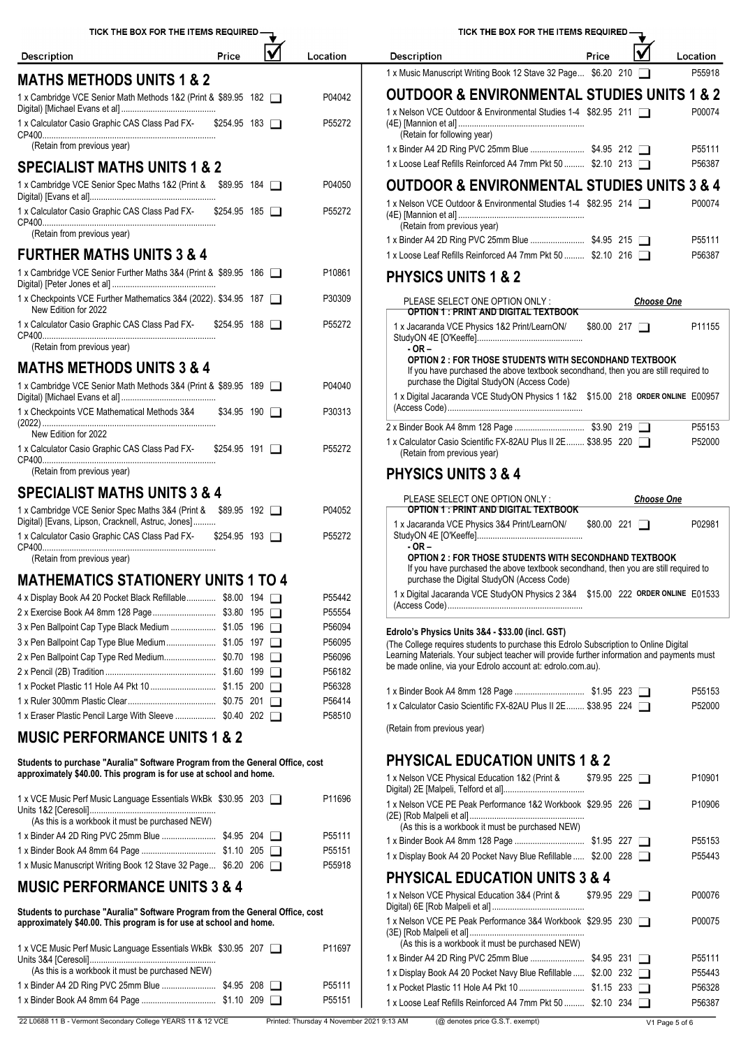| Description | Price | | Location |
|---|---|---|---|

## MATHS METHODS UNITS 1 & 2

| Description | Price | | Location |
|---|---|---|---|
| 1 x Cambridge VCE Senior Math Methods 1&2 (Print & Digital) [Michael Evans et al] | $89.95 | 182 ☐ | P04042 |
| 1 x Calculator Casio Graphic CAS Class Pad FX-CP400 (Retain from previous year) | $254.95 | 183 ☐ | P55272 |

## SPECIALIST MATHS UNITS 1 & 2

| Description | Price | | Location |
|---|---|---|---|
| 1 x Cambridge VCE Senior Spec Maths 1&2 (Print & Digital) [Evans et al] | $89.95 | 184 ☐ | P04050 |
| 1 x Calculator Casio Graphic CAS Class Pad FX-CP400 (Retain from previous year) | $254.95 | 185 ☐ | P55272 |

## FURTHER MATHS UNITS 3 & 4

| Description | Price | | Location |
|---|---|---|---|
| 1 x Cambridge VCE Senior Further Maths 3&4 (Print & Digital) [Peter Jones et al] | $89.95 | 186 ☐ | P10861 |
| 1 x Checkpoints VCE Further Mathematics 3&4 (2022). New Edition for 2022 | $34.95 | 187 ☐ | P30309 |
| 1 x Calculator Casio Graphic CAS Class Pad FX-CP400 (Retain from previous year) | $254.95 | 188 ☐ | P55272 |

## MATHS METHODS UNITS 3 & 4

| Description | Price | | Location |
|---|---|---|---|
| 1 x Cambridge VCE Senior Math Methods 3&4 (Print & Digital) [Michael Evans et al] | $89.95 | 189 ☐ | P04040 |
| 1 x Checkpoints VCE Mathematical Methods 3&4 (2022) New Edition for 2022 | $34.95 | 190 ☐ | P30313 |
| 1 x Calculator Casio Graphic CAS Class Pad FX-CP400 (Retain from previous year) | $254.95 | 191 ☐ | P55272 |

## SPECIALIST MATHS UNITS 3 & 4

| Description | Price | | Location |
|---|---|---|---|
| 1 x Cambridge VCE Senior Spec Maths 3&4 (Print & Digital) [Evans, Lipson, Cracknell, Astruc, Jones] | $89.95 | 192 ☐ | P04052 |
| 1 x Calculator Casio Graphic CAS Class Pad FX-CP400 (Retain from previous year) | $254.95 | 193 ☐ | P55272 |

## MATHEMATICS STATIONERY UNITS 1 TO 4

| Description | Price | | Location |
|---|---|---|---|
| 4 x Display Book A4 20 Pocket Black Refillable | $8.00 | 194 ☐ | P55442 |
| 2 x Exercise Book A4 8mm 128 Page | $3.80 | 195 ☐ | P55554 |
| 3 x Pen Ballpoint Cap Type Black Medium | $1.05 | 196 ☐ | P56094 |
| 3 x Pen Ballpoint Cap Type Blue Medium | $1.05 | 197 ☐ | P56095 |
| 2 x Pen Ballpoint Cap Type Red Medium | $0.70 | 198 ☐ | P56096 |
| 2 x Pencil (2B) Tradition | $1.60 | 199 ☐ | P56182 |
| 1 x Pocket Plastic 11 Hole A4 Pkt 10 | $1.15 | 200 ☐ | P56328 |
| 1 x Ruler 300mm Plastic Clear | $0.75 | 201 ☐ | P56414 |
| 1 x Eraser Plastic Pencil Large With Sleeve | $0.40 | 202 ☐ | P58510 |

## MUSIC PERFORMANCE UNITS 1 & 2

**Students to purchase "Auralia" Software Program from the General Office, cost approximately $40.00. This program is for use at school and home.**

| Description | Price | | Location |
|---|---|---|---|
| 1 x VCE Music Perf Music Language Essentials WkBk Units 1&2 [Ceresoli] (As this is a workbook it must be purchased NEW) | $30.95 | 203 ☐ | P11696 |
| 1 x Binder A4 2D Ring PVC 25mm Blue | $4.95 | 204 ☐ | P55111 |
| 1 x Binder Book A4 8mm 64 Page | $1.10 | 205 ☐ | P55151 |
| 1 x Music Manuscript Writing Book 12 Stave 32 Page | $6.20 | 206 ☐ | P55918 |

## MUSIC PERFORMANCE UNITS 3 & 4

**Students to purchase "Auralia" Software Program from the General Office, cost approximately $40.00. This program is for use at school and home.**

| Description | Price | | Location |
|---|---|---|---|
| 1 x VCE Music Perf Music Language Essentials WkBk Units 3&4 [Ceresoli] (As this is a workbook it must be purchased NEW) | $30.95 | 207 ☐ | P11697 |
| 1 x Binder A4 2D Ring PVC 25mm Blue | $4.95 | 208 ☐ | P55111 |
| 1 x Binder Book A4 8mm 64 Page | $1.10 | 209 ☐ | P55151 |
| 1 x Music Manuscript Writing Book 12 Stave 32 Page | $6.20 | 210 ☐ | P55918 |

## OUTDOOR & ENVIRONMENTAL STUDIES UNITS 1 & 2

| Description | Price | | Location |
|---|---|---|---|
| 1 x Nelson VCE Outdoor & Environmental Studies 1-4 (4E) [Mannion et al] (Retain for following year) | $82.95 | 211 ☐ | P00074 |
| 1 x Binder A4 2D Ring PVC 25mm Blue | $4.95 | 212 ☐ | P55111 |
| 1 x Loose Leaf Refills Reinforced A4 7mm Pkt 50 | $2.10 | 213 ☐ | P56387 |

## OUTDOOR & ENVIRONMENTAL STUDIES UNITS 3 & 4

| Description | Price | | Location |
|---|---|---|---|
| 1 x Nelson VCE Outdoor & Environmental Studies 1-4 (4E) [Mannion et al] (Retain from previous year) | $82.95 | 214 ☐ | P00074 |
| 1 x Binder A4 2D Ring PVC 25mm Blue | $4.95 | 215 ☐ | P55111 |
| 1 x Loose Leaf Refills Reinforced A4 7mm Pkt 50 | $2.10 | 216 ☐ | P56387 |

## PHYSICS UNITS 1 & 2

PLEASE SELECT ONE OPTION ONLY : ***Choose One***

**OPTION 1 : PRINT AND DIGITAL TEXTBOOK**

| Description | Price | | Location |
|---|---|---|---|
| 1 x Jacaranda VCE Physics 1&2 Print/LearnON/StudyON 4E [O'Keeffe] | $80.00 | 217 ☐ | P11155 |

**- OR -**

**OPTION 2 : FOR THOSE STUDENTS WITH SECONDHAND TEXTBOOK**
If you have purchased the above textbook secondhand, then you are still required to purchase the Digital StudyON (Access Code)

| Description | Price | | Location |
|---|---|---|---|
| 1 x Digital Jacaranda VCE StudyON Physics 1 1&2 (Access Code) | $15.00 | 218 **ORDER ONLINE** | E00957 |
| 2 x Binder Book A4 8mm 128 Page | $3.90 | 219 ☐ | P55153 |
| 1 x Calculator Casio Scientific FX-82AU Plus II 2E (Retain from previous year) | $38.95 | 220 ☐ | P52000 |

## PHYSICS UNITS 3 & 4

PLEASE SELECT ONE OPTION ONLY : ***Choose One***

**OPTION 1 : PRINT AND DIGITAL TEXTBOOK**

| Description | Price | | Location |
|---|---|---|---|
| 1 x Jacaranda VCE Physics 3&4 Print/LearnON/StudyON 4E [O'Keeffe] | $80.00 | 221 ☐ | P02981 |

**- OR -**

**OPTION 2 : FOR THOSE STUDENTS WITH SECONDHAND TEXTBOOK**
If you have purchased the above textbook secondhand, then you are still required to purchase the Digital StudyON (Access Code)

| Description | Price | | Location |
|---|---|---|---|
| 1 x Digital Jacaranda VCE StudyON Physics 2 3&4 (Access Code) | $15.00 | 222 **ORDER ONLINE** | E01533 |

**Edrolo's Physics Units 3&4 - $33.00 (incl. GST)**

(The College requires students to purchase this Edrolo Subscription to Online Digital Learning Materials. Your subject teacher will provide further information and payments must be made online, via your Edrolo account at: edrolo.com.au).

| Description | Price | | Location |
|---|---|---|---|
| 1 x Binder Book A4 8mm 128 Page | $1.95 | 223 ☐ | P55153 |
| 1 x Calculator Casio Scientific FX-82AU Plus II 2E | $38.95 | 224 ☐ | P52000 |

(Retain from previous year)

## PHYSICAL EDUCATION UNITS 1 & 2

| Description | Price | | Location |
|---|---|---|---|
| 1 x Nelson VCE Physical Education 1&2 (Print & Digital) 2E [Malpeli, Telford et al] | $79.95 | 225 ☐ | P10901 |
| 1 x Nelson VCE PE Peak Performance 1&2 Workbook (2E) [Rob Malpeli et al] (As this is a workbook it must be purchased NEW) | $29.95 | 226 ☐ | P10906 |
| 1 x Binder Book A4 8mm 128 Page | $1.95 | 227 ☐ | P55153 |
| 1 x Display Book A4 20 Pocket Navy Blue Refillable | $2.00 | 228 ☐ | P55443 |

## PHYSICAL EDUCATION UNITS 3 & 4

| Description | Price | | Location |
|---|---|---|---|
| 1 x Nelson VCE Physical Education 3&4 (Print & Digital) 6E [Rob Malpeli et al] | $79.95 | 229 ☐ | P00076 |
| 1 x Nelson VCE PE Peak Performance 3&4 Workbook (3E) [Rob Malpeli et al] (As this is a workbook it must be purchased NEW) | $29.95 | 230 ☐ | P00075 |
| 1 x Binder A4 2D Ring PVC 25mm Blue | $4.95 | 231 ☐ | P55111 |
| 1 x Display Book A4 20 Pocket Navy Blue Refillable | $2.00 | 232 ☐ | P55443 |
| 1 x Pocket Plastic 11 Hole A4 Pkt 10 | $1.15 | 233 ☐ | P56328 |
| 1 x Loose Leaf Refills Reinforced A4 7mm Pkt 50 | $2.10 | 234 ☐ | P56387 |

(@ denotes price G.S.T. exempt)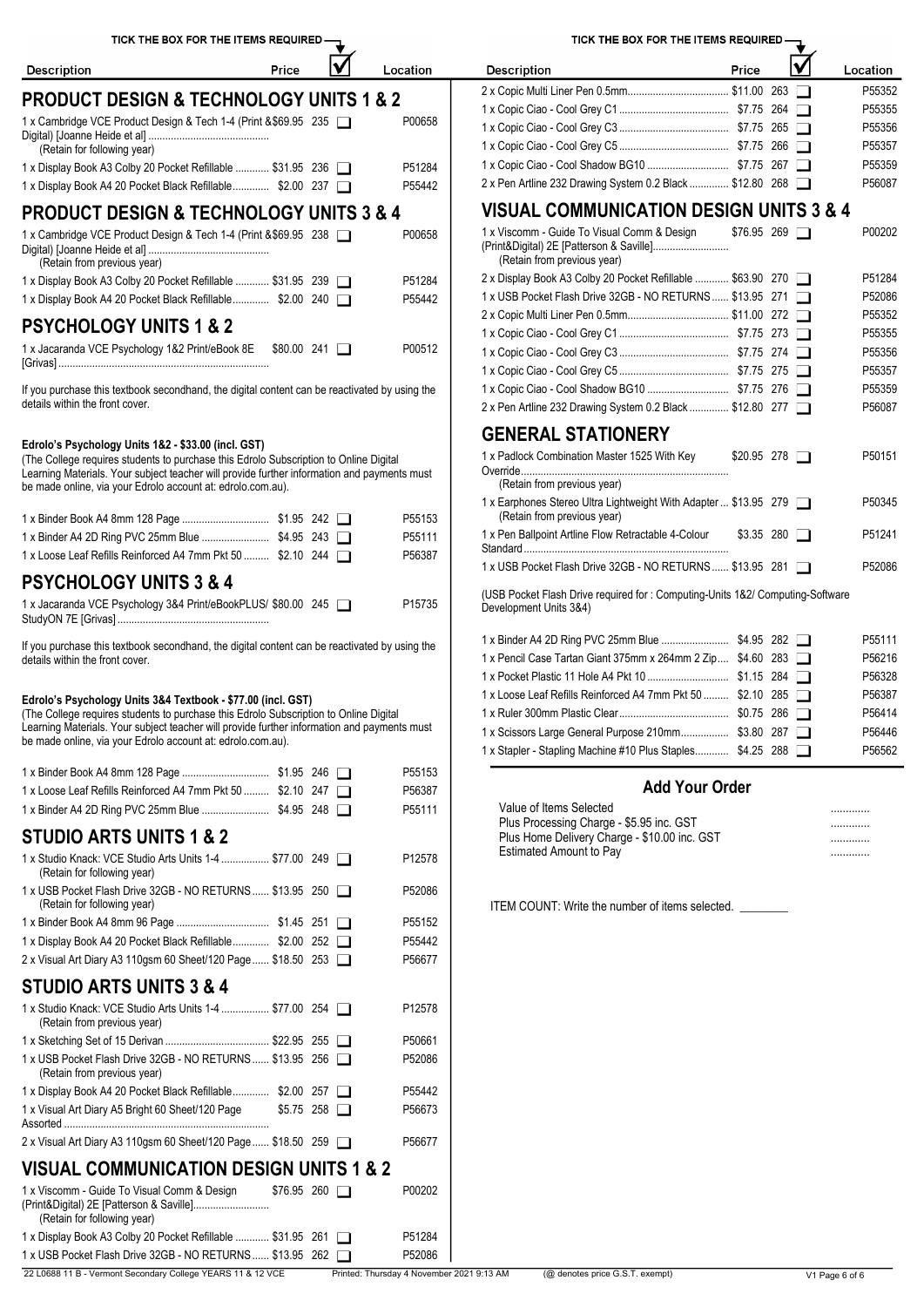TICK THE BOX FOR THE ITEMS REQUIRED

| Description | Price | | Location |
|---|---|---|---|

## PRODUCT DESIGN & TECHNOLOGY UNITS 1 & 2

| Description | Price | | Location |
|---|---|---|---|
| 1 x Cambridge VCE Product Design & Tech 1-4 (Print & Digital) [Joanne Heide et al] (Retain for following year) | $69.95 | 235 ❑ | P00658 |
| 1 x Display Book A3 Colby 20 Pocket Refillable | $31.95 | 236 ❑ | P51284 |
| 1 x Display Book A4 20 Pocket Black Refillable | $2.00 | 237 ❑ | P55442 |

## PRODUCT DESIGN & TECHNOLOGY UNITS 3 & 4

| Description | Price | | Location |
|---|---|---|---|
| 1 x Cambridge VCE Product Design & Tech 1-4 (Print & Digital) [Joanne Heide et al] (Retain from previous year) | $69.95 | 238 ❑ | P00658 |
| 1 x Display Book A3 Colby 20 Pocket Refillable | $31.95 | 239 ❑ | P51284 |
| 1 x Display Book A4 20 Pocket Black Refillable | $2.00 | 240 ❑ | P55442 |

## PSYCHOLOGY UNITS 1 & 2

| Description | Price | | Location |
|---|---|---|---|
| 1 x Jacaranda VCE Psychology 1&2 Print/eBook 8E [Grivas] | $80.00 | 241 ❑ | P00512 |

If you purchase this textbook secondhand, the digital content can be reactivated by using the details within the front cover.

**Edrolo's Psychology Units 1&2 - $33.00 (incl. GST)**
(The College requires students to purchase this Edrolo Subscription to Online Digital Learning Materials. Your subject teacher will provide further information and payments must be made online, via your Edrolo account at: edrolo.com.au).

| Description | Price | | Location |
|---|---|---|---|
| 1 x Binder Book A4 8mm 128 Page | $1.95 | 242 ❑ | P55153 |
| 1 x Binder A4 2D Ring PVC 25mm Blue | $4.95 | 243 ❑ | P55111 |
| 1 x Loose Leaf Refills Reinforced A4 7mm Pkt 50 | $2.10 | 244 ❑ | P56387 |

## PSYCHOLOGY UNITS 3 & 4

| Description | Price | | Location |
|---|---|---|---|
| 1 x Jacaranda VCE Psychology 3&4 Print/eBookPLUS/ StudyON 7E [Grivas] | $80.00 | 245 ❑ | P15735 |

If you purchase this textbook secondhand, the digital content can be reactivated by using the details within the front cover.

**Edrolo's Psychology Units 3&4 Textbook - $77.00 (incl. GST)**
(The College requires students to purchase this Edrolo Subscription to Online Digital Learning Materials. Your subject teacher will provide further information and payments must be made online, via your Edrolo account at: edrolo.com.au).

| Description | Price | | Location |
|---|---|---|---|
| 1 x Binder Book A4 8mm 128 Page | $1.95 | 246 ❑ | P55153 |
| 1 x Loose Leaf Refills Reinforced A4 7mm Pkt 50 | $2.10 | 247 ❑ | P56387 |
| 1 x Binder A4 2D Ring PVC 25mm Blue | $4.95 | 248 ❑ | P55111 |

## STUDIO ARTS UNITS 1 & 2

| Description | Price | | Location |
|---|---|---|---|
| 1 x Studio Knack: VCE Studio Arts Units 1-4 (Retain for following year) | $77.00 | 249 ❑ | P12578 |
| 1 x USB Pocket Flash Drive 32GB - NO RETURNS (Retain for following year) | $13.95 | 250 ❑ | P52086 |
| 1 x Binder Book A4 8mm 96 Page | $1.45 | 251 ❑ | P55152 |
| 1 x Display Book A4 20 Pocket Black Refillable | $2.00 | 252 ❑ | P55442 |
| 2 x Visual Art Diary A3 110gsm 60 Sheet/120 Page | $18.50 | 253 ❑ | P56677 |

## STUDIO ARTS UNITS 3 & 4

| Description | Price | | Location |
|---|---|---|---|
| 1 x Studio Knack: VCE Studio Arts Units 1-4 (Retain from previous year) | $77.00 | 254 ❑ | P12578 |
| 1 x Sketching Set of 15 Derivan | $22.95 | 255 ❑ | P50661 |
| 1 x USB Pocket Flash Drive 32GB - NO RETURNS (Retain from previous year) | $13.95 | 256 ❑ | P52086 |
| 1 x Display Book A4 20 Pocket Black Refillable | $2.00 | 257 ❑ | P55442 |
| 1 x Visual Art Diary A5 Bright 60 Sheet/120 Page Assorted | $5.75 | 258 ❑ | P56673 |
| 2 x Visual Art Diary A3 110gsm 60 Sheet/120 Page | $18.50 | 259 ❑ | P56677 |

## VISUAL COMMUNICATION DESIGN UNITS 1 & 2

| Description | Price | | Location |
|---|---|---|---|
| 1 x Viscomm - Guide To Visual Comm & Design (Print&Digital) 2E [Patterson & Saville] (Retain for following year) | $76.95 | 260 ❑ | P00202 |
| 1 x Display Book A3 Colby 20 Pocket Refillable | $31.95 | 261 ❑ | P51284 |
| 1 x USB Pocket Flash Drive 32GB - NO RETURNS | $13.95 | 262 ❑ | P52086 |
| 2 x Copic Multi Liner Pen 0.5mm | $11.00 | 263 ❑ | P55352 |
| 1 x Copic Ciao - Cool Grey C1 | $7.75 | 264 ❑ | P55355 |
| 1 x Copic Ciao - Cool Grey C3 | $7.75 | 265 ❑ | P55356 |
| 1 x Copic Ciao - Cool Grey C5 | $7.75 | 266 ❑ | P55357 |
| 1 x Copic Ciao - Cool Shadow BG10 | $7.75 | 267 ❑ | P55359 |
| 2 x Pen Artline 232 Drawing System 0.2 Black | $12.80 | 268 ❑ | P56087 |

## VISUAL COMMUNICATION DESIGN UNITS 3 & 4

| Description | Price | | Location |
|---|---|---|---|
| 1 x Viscomm - Guide To Visual Comm & Design (Print&Digital) 2E [Patterson & Saville] (Retain from previous year) | $76.95 | 269 ❑ | P00202 |
| 2 x Display Book A3 Colby 20 Pocket Refillable | $63.90 | 270 ❑ | P51284 |
| 1 x USB Pocket Flash Drive 32GB - NO RETURNS | $13.95 | 271 ❑ | P52086 |
| 2 x Copic Multi Liner Pen 0.5mm | $11.00 | 272 ❑ | P55352 |
| 1 x Copic Ciao - Cool Grey C1 | $7.75 | 273 ❑ | P55355 |
| 1 x Copic Ciao - Cool Grey C3 | $7.75 | 274 ❑ | P55356 |
| 1 x Copic Ciao - Cool Grey C5 | $7.75 | 275 ❑ | P55357 |
| 1 x Copic Ciao - Cool Shadow BG10 | $7.75 | 276 ❑ | P55359 |
| 2 x Pen Artline 232 Drawing System 0.2 Black | $12.80 | 277 ❑ | P56087 |

## GENERAL STATIONERY

| Description | Price | | Location |
|---|---|---|---|
| 1 x Padlock Combination Master 1525 With Key Override (Retain from previous year) | $20.95 | 278 ❑ | P50151 |
| 1 x Earphones Stereo Ultra Lightweight With Adapter (Retain from previous year) | $13.95 | 279 ❑ | P50345 |
| 1 x Pen Ballpoint Artline Flow Retractable 4-Colour Standard | $3.35 | 280 ❑ | P51241 |
| 1 x USB Pocket Flash Drive 32GB - NO RETURNS | $13.95 | 281 ❑ | P52086 |

(USB Pocket Flash Drive required for : Computing-Units 1&2/ Computing-Software Development Units 3&4)

| Description | Price | | Location |
|---|---|---|---|
| 1 x Binder A4 2D Ring PVC 25mm Blue | $4.95 | 282 ❑ | P55111 |
| 1 x Pencil Case Tartan Giant 375mm x 264mm 2 Zip | $4.60 | 283 ❑ | P56216 |
| 1 x Pocket Plastic 11 Hole A4 Pkt 10 | $1.15 | 284 ❑ | P56328 |
| 1 x Loose Leaf Refills Reinforced A4 7mm Pkt 50 | $2.10 | 285 ❑ | P56387 |
| 1 x Ruler 300mm Plastic Clear | $0.75 | 286 ❑ | P56414 |
| 1 x Scissors Large General Purpose 210mm | $3.80 | 287 ❑ | P56446 |
| 1 x Stapler - Stapling Machine #10 Plus Staples | $4.25 | 288 ❑ | P56562 |

## Add Your Order

| | |
|---|---|
| Value of Items Selected | ............ |
| Plus Processing Charge - $5.95 inc. GST | ............ |
| Plus Home Delivery Charge - $10.00 inc. GST | ............ |
| Estimated Amount to Pay | ............ |

ITEM COUNT: Write the number of items selected. ________

22 L0688 11 B - Vermont Secondary College YEARS 11 & 12 VCE — Printed: Thursday 4 November 2021 9:13 AM — (@ denotes price G.S.T. exempt)